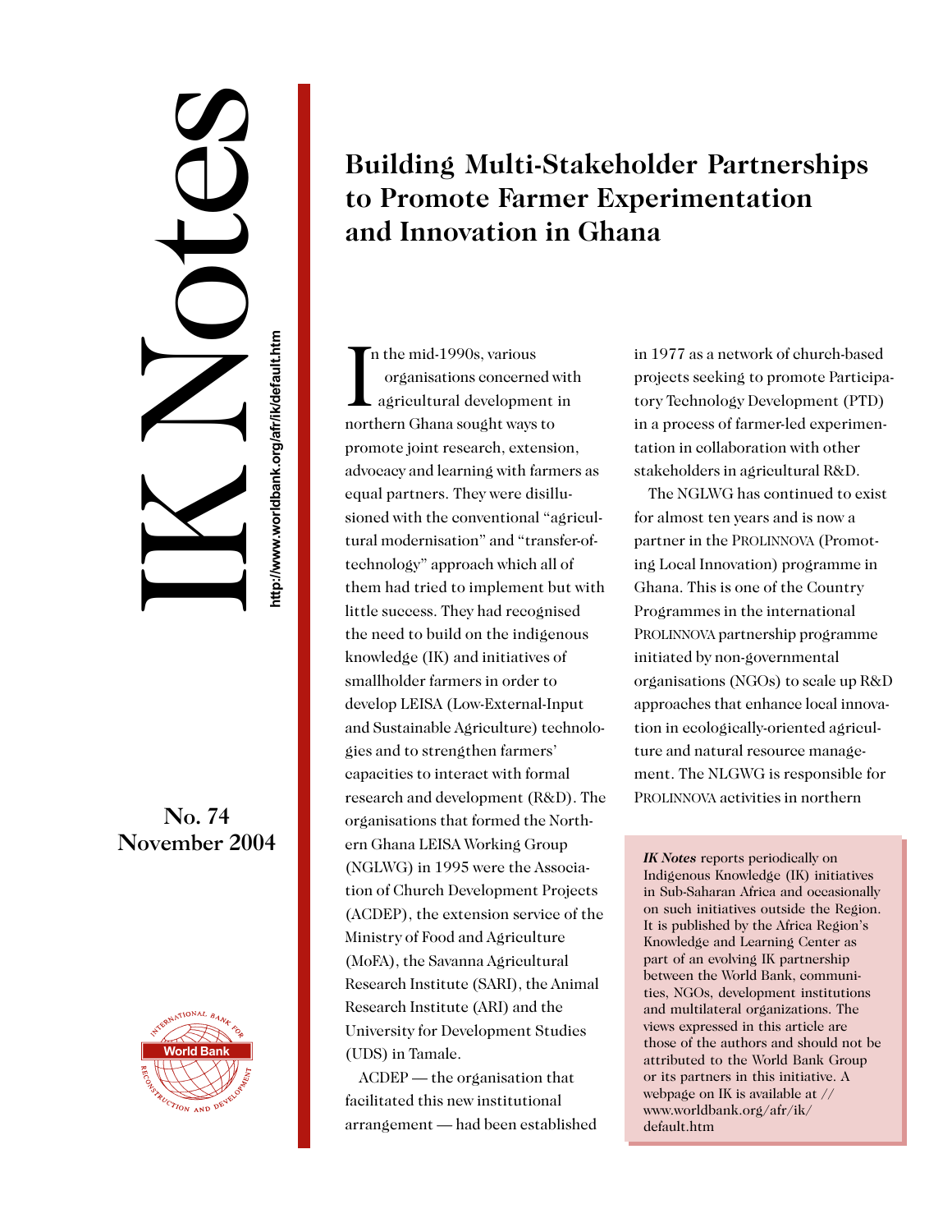# IK Notes

http://www.worldbank.org/afr/ik/default.htm

**No. 74**
**November 2004**

## Building Multi-Stakeholder Partnerships to Promote Farmer Experimentation and Innovation in Ghana

In the mid-1990s, various organisations concerned with agricultural development in northern Ghana sought ways to promote joint research, extension, advocacy and learning with farmers as equal partners. They were disillusioned with the conventional "agricultural modernisation" and "transfer-of-technology" approach which all of them had tried to implement but with little success. They had recognised the need to build on the indigenous knowledge (IK) and initiatives of smallholder farmers in order to develop LEISA (Low-External-Input and Sustainable Agriculture) technologies and to strengthen farmers' capacities to interact with formal research and development (R&D). The organisations that formed the Northern Ghana LEISA Working Group (NGLWG) in 1995 were the Association of Church Development Projects (ACDEP), the extension service of the Ministry of Food and Agriculture (MoFA), the Savanna Agricultural Research Institute (SARI), the Animal Research Institute (ARI) and the University for Development Studies (UDS) in Tamale.

ACDEP — the organisation that facilitated this new institutional arrangement — had been established in 1977 as a network of church-based projects seeking to promote Participatory Technology Development (PTD) in a process of farmer-led experimentation in collaboration with other stakeholders in agricultural R&D.

The NGLWG has continued to exist for almost ten years and is now a partner in the PROLINNOVA (Promoting Local Innovation) programme in Ghana. This is one of the Country Programmes in the international PROLINNOVA partnership programme initiated by non-governmental organisations (NGOs) to scale up R&D approaches that enhance local innovation in ecologically-oriented agriculture and natural resource management. The NLGWG is responsible for PROLINNOVA activities in northern

*IK Notes* reports periodically on Indigenous Knowledge (IK) initiatives in Sub-Saharan Africa and occasionally on such initiatives outside the Region. It is published by the Africa Region's Knowledge and Learning Center as part of an evolving IK partnership between the World Bank, communities, NGOs, development institutions and multilateral organizations. The views expressed in this article are those of the authors and should not be attributed to the World Bank Group or its partners in this initiative. A webpage on IK is available at // www.worldbank.org/afr/ik/default.htm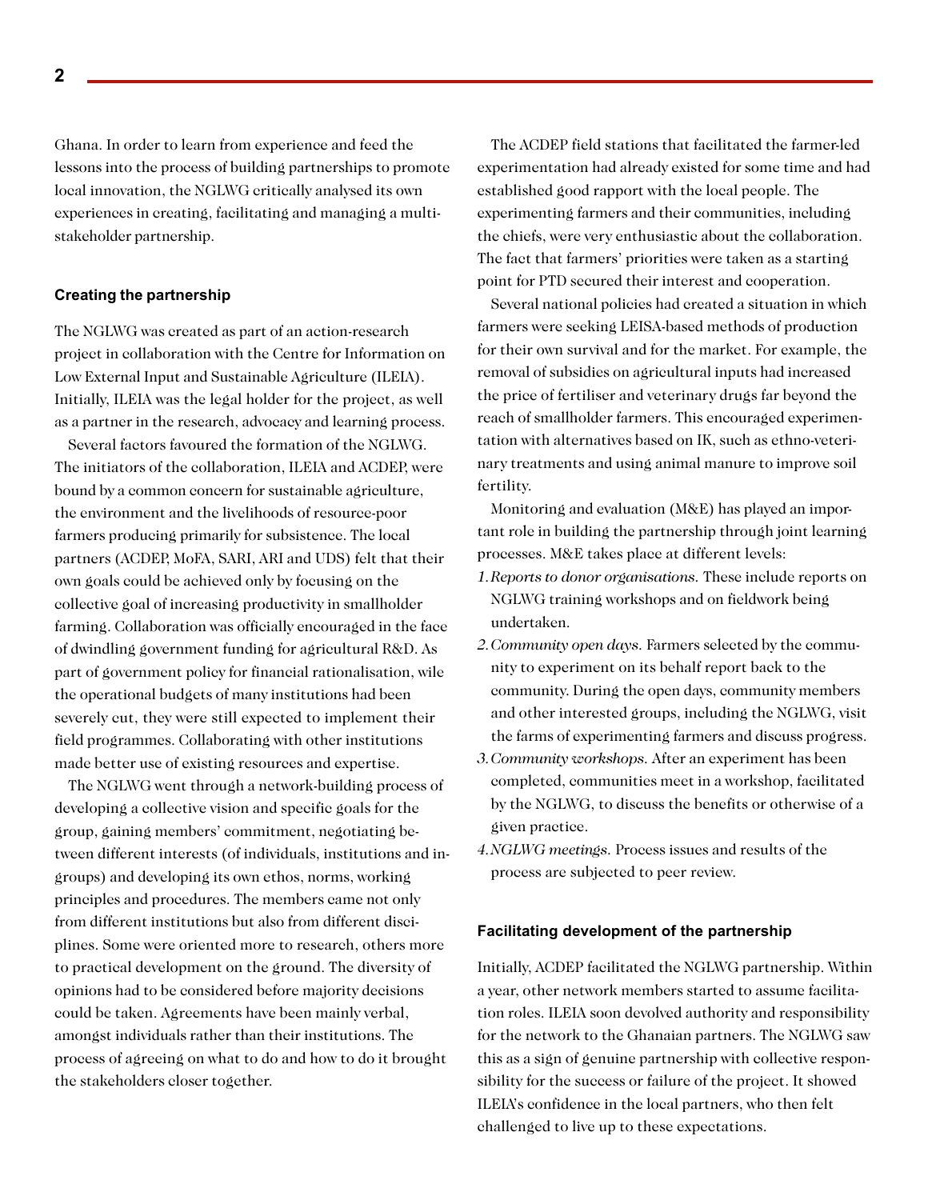Ghana. In order to learn from experience and feed the lessons into the process of building partnerships to promote local innovation, the NGLWG critically analysed its own experiences in creating, facilitating and managing a multi-stakeholder partnership.

### Creating the partnership

The NGLWG was created as part of an action-research project in collaboration with the Centre for Information on Low External Input and Sustainable Agriculture (ILEIA). Initially, ILEIA was the legal holder for the project, as well as a partner in the research, advocacy and learning process.

Several factors favoured the formation of the NGLWG. The initiators of the collaboration, ILEIA and ACDEP, were bound by a common concern for sustainable agriculture, the environment and the livelihoods of resource-poor farmers producing primarily for subsistence. The local partners (ACDEP, MoFA, SARI, ARI and UDS) felt that their own goals could be achieved only by focusing on the collective goal of increasing productivity in smallholder farming. Collaboration was officially encouraged in the face of dwindling government funding for agricultural R&D. As part of government policy for financial rationalisation, wile the operational budgets of many institutions had been severely cut, they were still expected to implement their field programmes. Collaborating with other institutions made better use of existing resources and expertise.

The NGLWG went through a network-building process of developing a collective vision and specific goals for the group, gaining members' commitment, negotiating between different interests (of individuals, institutions and in-groups) and developing its own ethos, norms, working principles and procedures. The members came not only from different institutions but also from different disciplines. Some were oriented more to research, others more to practical development on the ground. The diversity of opinions had to be considered before majority decisions could be taken. Agreements have been mainly verbal, amongst individuals rather than their institutions. The process of agreeing on what to do and how to do it brought the stakeholders closer together.

The ACDEP field stations that facilitated the farmer-led experimentation had already existed for some time and had established good rapport with the local people. The experimenting farmers and their communities, including the chiefs, were very enthusiastic about the collaboration. The fact that farmers' priorities were taken as a starting point for PTD secured their interest and cooperation.

Several national policies had created a situation in which farmers were seeking LEISA-based methods of production for their own survival and for the market. For example, the removal of subsidies on agricultural inputs had increased the price of fertiliser and veterinary drugs far beyond the reach of smallholder farmers. This encouraged experimentation with alternatives based on IK, such as ethno-veterinary treatments and using animal manure to improve soil fertility.

Monitoring and evaluation (M&E) has played an important role in building the partnership through joint learning processes. M&E takes place at different levels:

1. *Reports to donor organisations.* These include reports on NGLWG training workshops and on fieldwork being undertaken.
2. *Community open days.* Farmers selected by the community to experiment on its behalf report back to the community. During the open days, community members and other interested groups, including the NGLWG, visit the farms of experimenting farmers and discuss progress.
3. *Community workshops.* After an experiment has been completed, communities meet in a workshop, facilitated by the NGLWG, to discuss the benefits or otherwise of a given practice.
4. *NGLWG meetings.* Process issues and results of the process are subjected to peer review.

### Facilitating development of the partnership

Initially, ACDEP facilitated the NGLWG partnership. Within a year, other network members started to assume facilitation roles. ILEIA soon devolved authority and responsibility for the network to the Ghanaian partners. The NGLWG saw this as a sign of genuine partnership with collective responsibility for the success or failure of the project. It showed ILEIA's confidence in the local partners, who then felt challenged to live up to these expectations.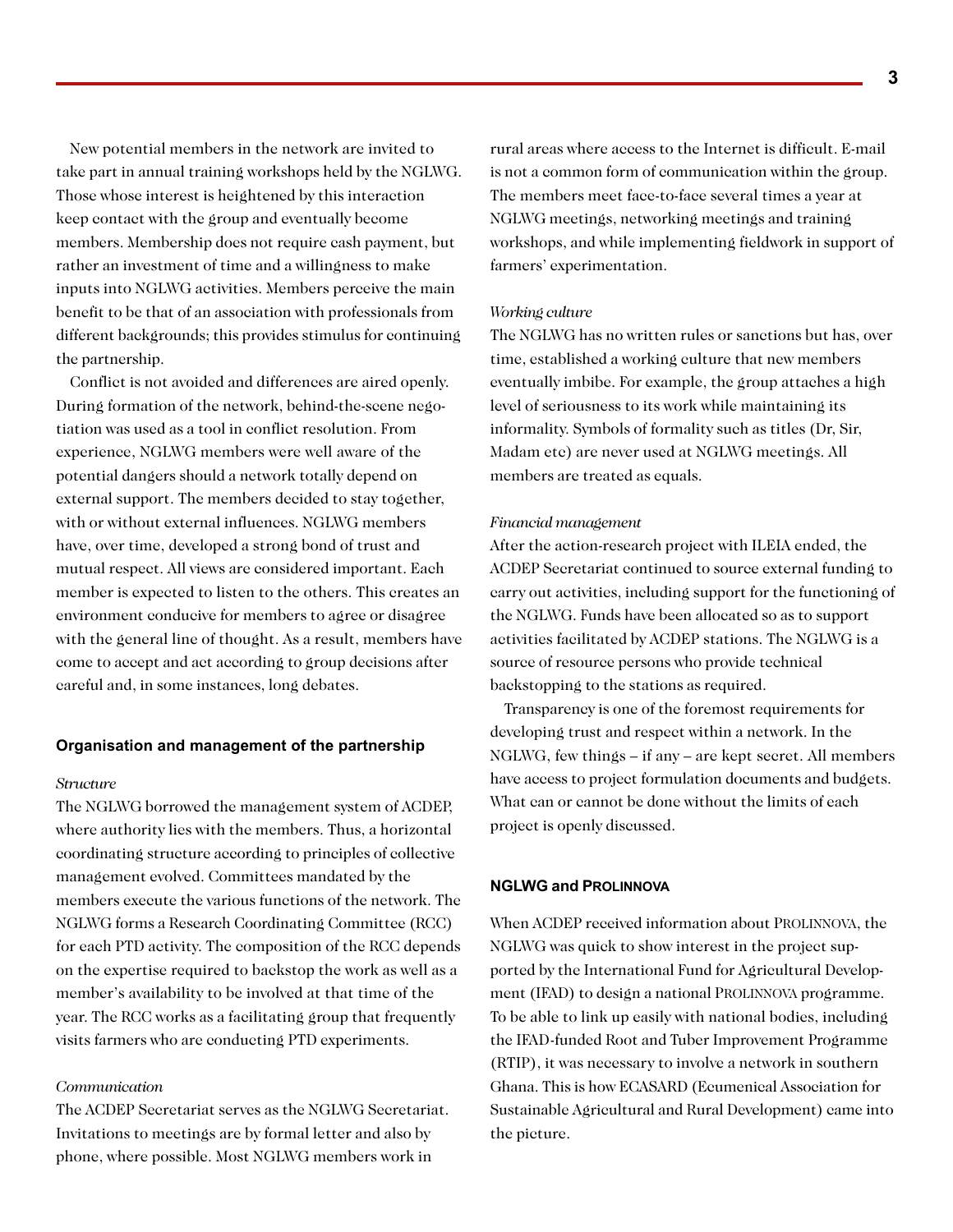New potential members in the network are invited to take part in annual training workshops held by the NGLWG. Those whose interest is heightened by this interaction keep contact with the group and eventually become members. Membership does not require cash payment, but rather an investment of time and a willingness to make inputs into NGLWG activities. Members perceive the main benefit to be that of an association with professionals from different backgrounds; this provides stimulus for continuing the partnership.

Conflict is not avoided and differences are aired openly. During formation of the network, behind-the-scene negotiation was used as a tool in conflict resolution. From experience, NGLWG members were well aware of the potential dangers should a network totally depend on external support. The members decided to stay together, with or without external influences. NGLWG members have, over time, developed a strong bond of trust and mutual respect. All views are considered important. Each member is expected to listen to the others. This creates an environment conducive for members to agree or disagree with the general line of thought. As a result, members have come to accept and act according to group decisions after careful and, in some instances, long debates.

## Organisation and management of the partnership

*Structure*

The NGLWG borrowed the management system of ACDEP, where authority lies with the members. Thus, a horizontal coordinating structure according to principles of collective management evolved. Committees mandated by the members execute the various functions of the network. The NGLWG forms a Research Coordinating Committee (RCC) for each PTD activity. The composition of the RCC depends on the expertise required to backstop the work as well as a member's availability to be involved at that time of the year. The RCC works as a facilitating group that frequently visits farmers who are conducting PTD experiments.

*Communication*

The ACDEP Secretariat serves as the NGLWG Secretariat. Invitations to meetings are by formal letter and also by phone, where possible. Most NGLWG members work in rural areas where access to the Internet is difficult. E-mail is not a common form of communication within the group. The members meet face-to-face several times a year at NGLWG meetings, networking meetings and training workshops, and while implementing fieldwork in support of farmers' experimentation.

*Working culture*

The NGLWG has no written rules or sanctions but has, over time, established a working culture that new members eventually imbibe. For example, the group attaches a high level of seriousness to its work while maintaining its informality. Symbols of formality such as titles (Dr, Sir, Madam etc) are never used at NGLWG meetings. All members are treated as equals.

*Financial management*

After the action-research project with ILEIA ended, the ACDEP Secretariat continued to source external funding to carry out activities, including support for the functioning of the NGLWG. Funds have been allocated so as to support activities facilitated by ACDEP stations. The NGLWG is a source of resource persons who provide technical backstopping to the stations as required.

Transparency is one of the foremost requirements for developing trust and respect within a network. In the NGLWG, few things – if any – are kept secret. All members have access to project formulation documents and budgets. What can or cannot be done without the limits of each project is openly discussed.

## NGLWG and PROLINNOVA

When ACDEP received information about PROLINNOVA, the NGLWG was quick to show interest in the project supported by the International Fund for Agricultural Development (IFAD) to design a national PROLINNOVA programme. To be able to link up easily with national bodies, including the IFAD-funded Root and Tuber Improvement Programme (RTIP), it was necessary to involve a network in southern Ghana. This is how ECASARD (Ecumenical Association for Sustainable Agricultural and Rural Development) came into the picture.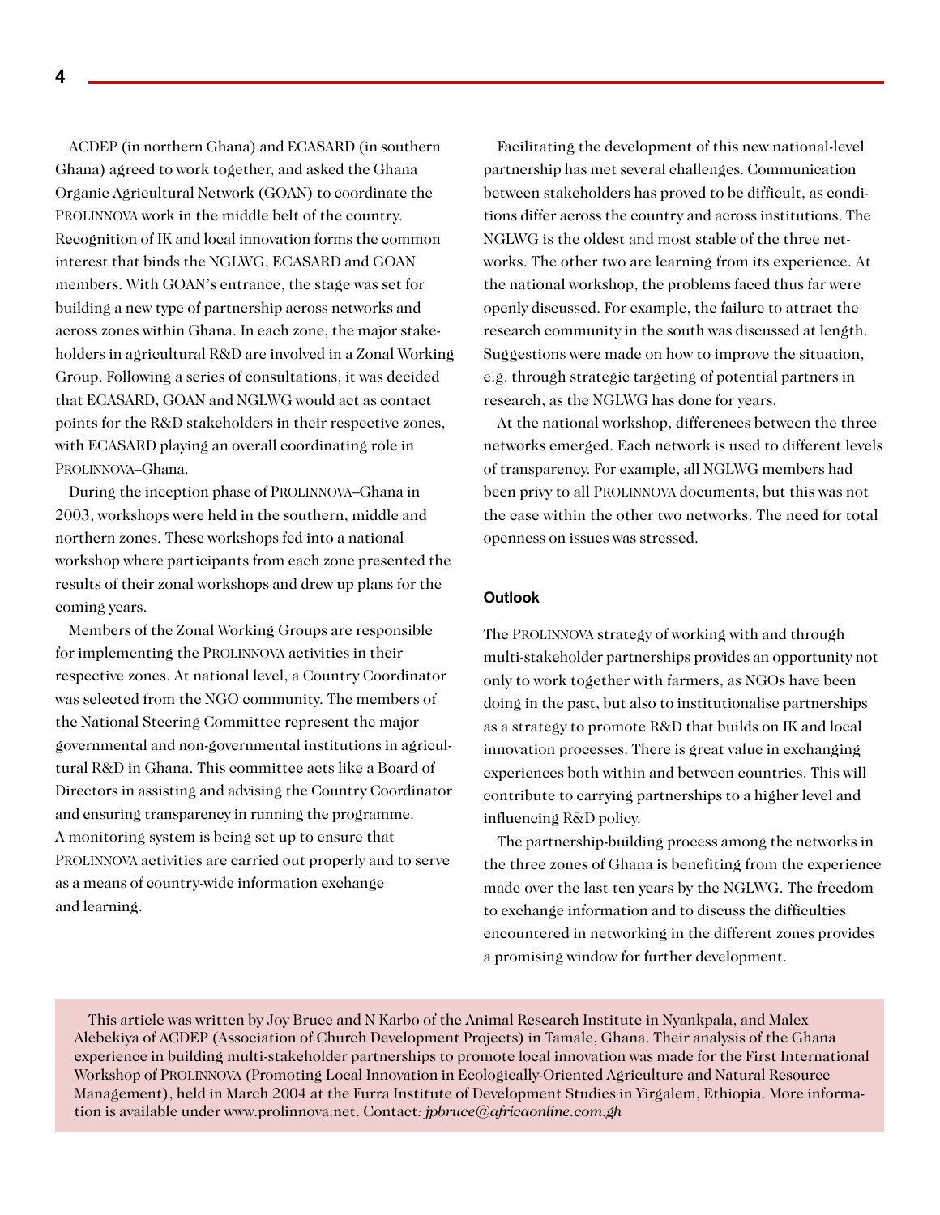ACDEP (in northern Ghana) and ECASARD (in southern Ghana) agreed to work together, and asked the Ghana Organic Agricultural Network (GOAN) to coordinate the PROLINNOVA work in the middle belt of the country. Recognition of IK and local innovation forms the common interest that binds the NGLWG, ECASARD and GOAN members. With GOAN's entrance, the stage was set for building a new type of partnership across networks and across zones within Ghana. In each zone, the major stakeholders in agricultural R&D are involved in a Zonal Working Group. Following a series of consultations, it was decided that ECASARD, GOAN and NGLWG would act as contact points for the R&D stakeholders in their respective zones, with ECASARD playing an overall coordinating role in PROLINNOVA–Ghana.

During the inception phase of PROLINNOVA–Ghana in 2003, workshops were held in the southern, middle and northern zones. These workshops fed into a national workshop where participants from each zone presented the results of their zonal workshops and drew up plans for the coming years.

Members of the Zonal Working Groups are responsible for implementing the PROLINNOVA activities in their respective zones. At national level, a Country Coordinator was selected from the NGO community. The members of the National Steering Committee represent the major governmental and non-governmental institutions in agricultural R&D in Ghana. This committee acts like a Board of Directors in assisting and advising the Country Coordinator and ensuring transparency in running the programme. A monitoring system is being set up to ensure that PROLINNOVA activities are carried out properly and to serve as a means of country-wide information exchange and learning.

Facilitating the development of this new national-level partnership has met several challenges. Communication between stakeholders has proved to be difficult, as conditions differ across the country and across institutions. The NGLWG is the oldest and most stable of the three networks. The other two are learning from its experience. At the national workshop, the problems faced thus far were openly discussed. For example, the failure to attract the research community in the south was discussed at length. Suggestions were made on how to improve the situation, e.g. through strategic targeting of potential partners in research, as the NGLWG has done for years.

At the national workshop, differences between the three networks emerged. Each network is used to different levels of transparency. For example, all NGLWG members had been privy to all PROLINNOVA documents, but this was not the case within the other two networks. The need for total openness on issues was stressed.

### Outlook

The PROLINNOVA strategy of working with and through multi-stakeholder partnerships provides an opportunity not only to work together with farmers, as NGOs have been doing in the past, but also to institutionalise partnerships as a strategy to promote R&D that builds on IK and local innovation processes. There is great value in exchanging experiences both within and between countries. This will contribute to carrying partnerships to a higher level and influencing R&D policy.

The partnership-building process among the networks in the three zones of Ghana is benefiting from the experience made over the last ten years by the NGLWG. The freedom to exchange information and to discuss the difficulties encountered in networking in the different zones provides a promising window for further development.

This article was written by Joy Bruce and N Karbo of the Animal Research Institute in Nyankpala, and Malex Alebekiya of ACDEP (Association of Church Development Projects) in Tamale, Ghana. Their analysis of the Ghana experience in building multi-stakeholder partnerships to promote local innovation was made for the First International Workshop of PROLINNOVA (Promoting Local Innovation in Ecologically-Oriented Agriculture and Natural Resource Management), held in March 2004 at the Furra Institute of Development Studies in Yirgalem, Ethiopia. More information is available under www.prolinnova.net. Contact: *jpbruce@africaonline.com.gh*